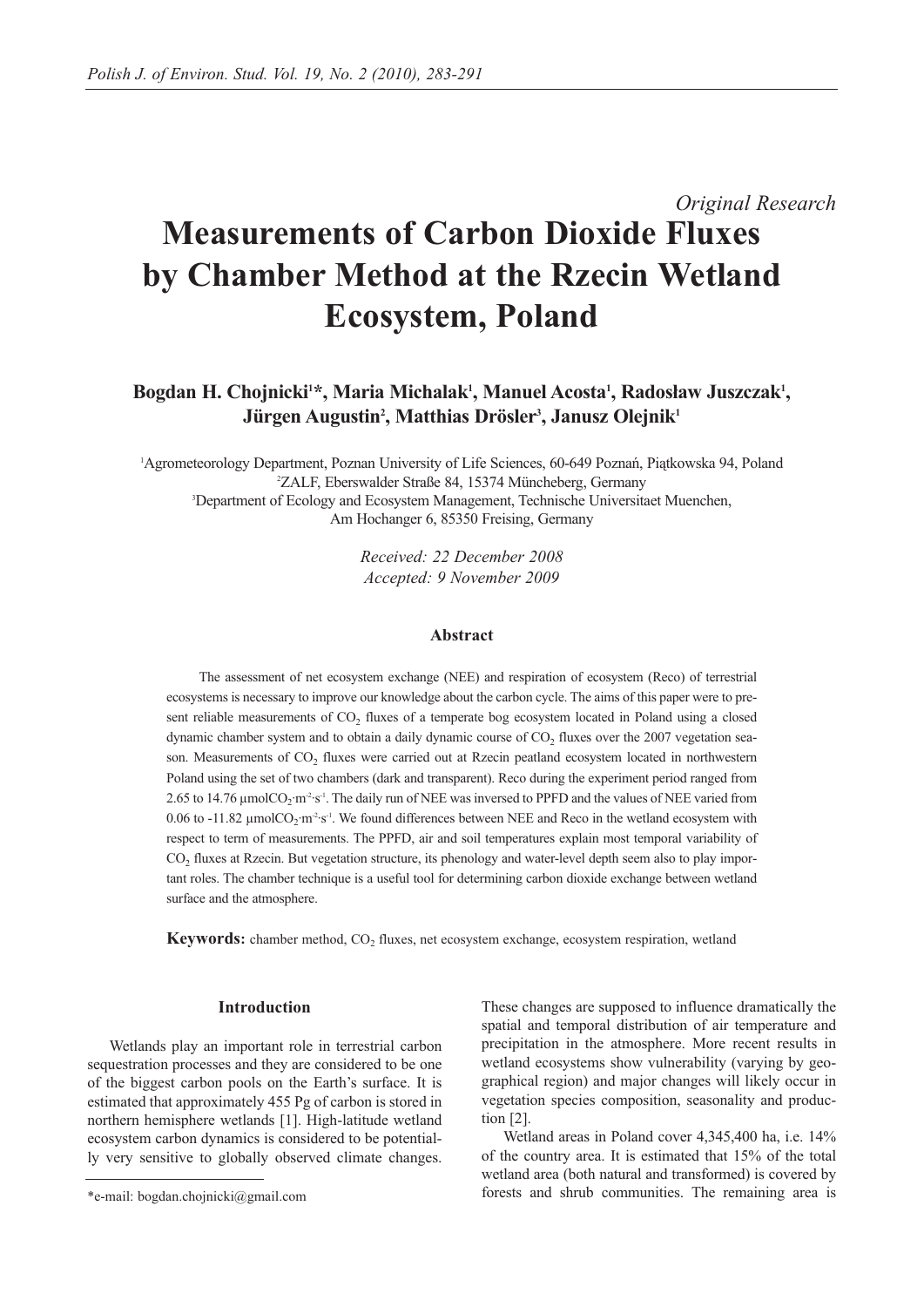*Original Research*

# Measurements of Carbon Dioxide Fluxes by Chamber Method at the Rzecin Wetland Ecosystem, Poland

**Bogdan H. Chojnicki[1]\*, Maria Michalak[1], Manuel Acosta[1], Radosław Juszczak[1], Jürgen Augustin[2], Matthias Drösler[3], Janusz Olejnik[1]**

[1]Agrometeorology Department, Poznan University of Life Sciences, 60-649 Poznań, Piątkowska 94, Poland
[2]ZALF, Eberswalder Straße 84, 15374 Müncheberg, Germany
[3]Department of Ecology and Ecosystem Management, Technische Universitaet Muenchen, Am Hochanger 6, 85350 Freising, Germany

*Received: 22 December 2008*
*Accepted: 9 November 2009*

### Abstract

The assessment of net ecosystem exchange (NEE) and respiration of ecosystem (Reco) of terrestrial ecosystems is necessary to improve our knowledge about the carbon cycle. The aims of this paper were to present reliable measurements of $CO_2$ fluxes of a temperate bog ecosystem located in Poland using a closed dynamic chamber system and to obtain a daily dynamic course of $CO_2$ fluxes over the 2007 vegetation season. Measurements of $CO_2$ fluxes were carried out at Rzecin peatland ecosystem located in northwestern Poland using the set of two chambers (dark and transparent). Reco during the experiment period ranged from 2.65 to 14.76 $\mu molCO_2{\cdot}m^{-2}{\cdot}s^{-1}$. The daily run of NEE was inversed to PPFD and the values of NEE varied from 0.06 to -11.82 $\mu molCO_2{\cdot}m^{-2}{\cdot}s^{-1}$. We found differences between NEE and Reco in the wetland ecosystem with respect to term of measurements. The PPFD, air and soil temperatures explain most temporal variability of $CO_2$ fluxes at Rzecin. But vegetation structure, its phenology and water-level depth seem also to play important roles. The chamber technique is a useful tool for determining carbon dioxide exchange between wetland surface and the atmosphere.

**Keywords:** chamber method, $CO_2$ fluxes, net ecosystem exchange, ecosystem respiration, wetland

### Introduction

Wetlands play an important role in terrestrial carbon sequestration processes and they are considered to be one of the biggest carbon pools on the Earth's surface. It is estimated that approximately 455 Pg of carbon is stored in northern hemisphere wetlands [1]. High-latitude wetland ecosystem carbon dynamics is considered to be potentially very sensitive to globally observed climate changes. These changes are supposed to influence dramatically the spatial and temporal distribution of air temperature and precipitation in the atmosphere. More recent results in wetland ecosystems show vulnerability (varying by geographical region) and major changes will likely occur in vegetation species composition, seasonality and production [2].

Wetland areas in Poland cover 4,345,400 ha, i.e. 14% of the country area. It is estimated that 15% of the total wetland area (both natural and transformed) is covered by forests and shrub communities. The remaining area is

\*e-mail: bogdan.chojnicki@gmail.com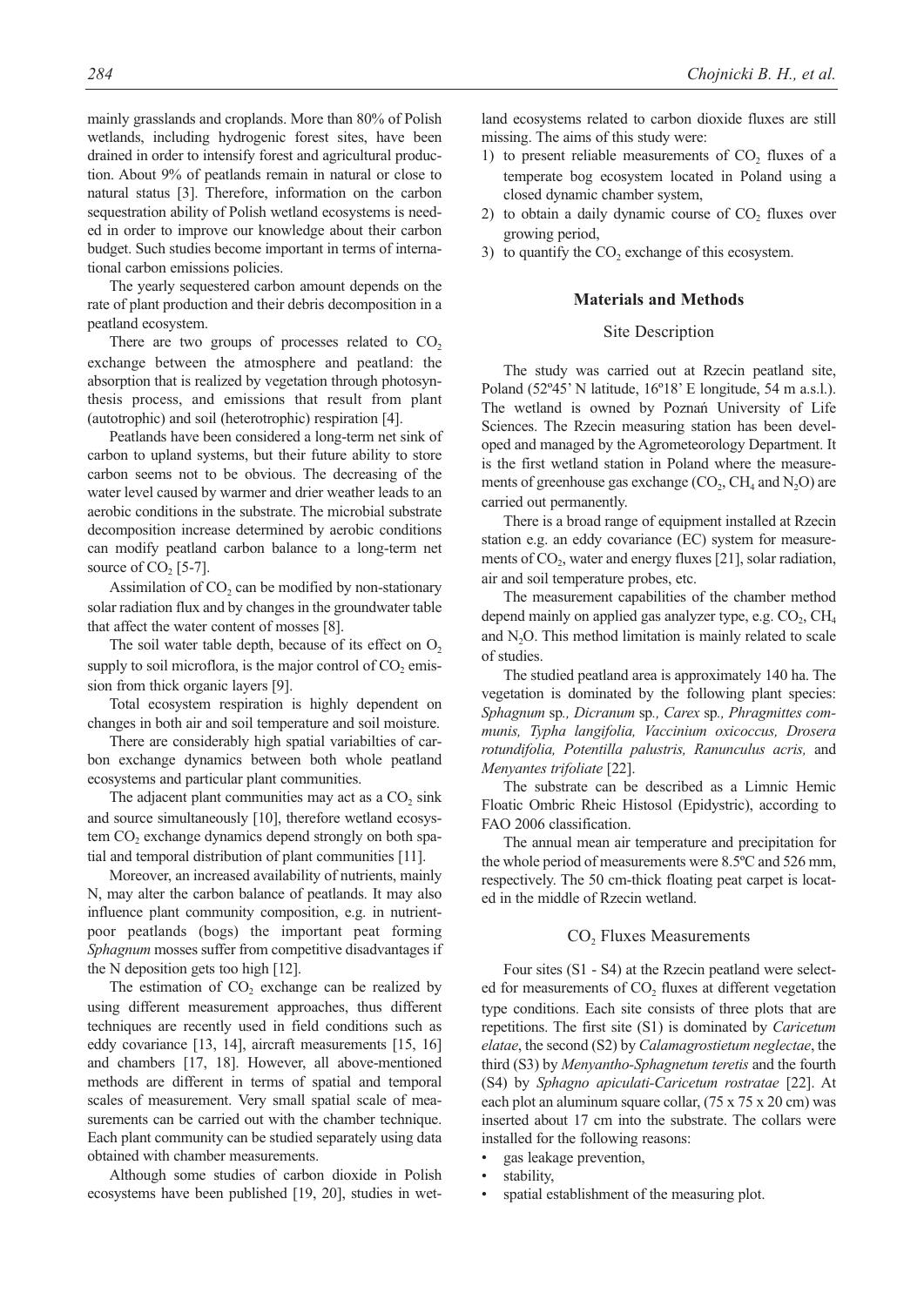mainly grasslands and croplands. More than 80% of Polish wetlands, including hydrogenic forest sites, have been drained in order to intensify forest and agricultural production. About 9% of peatlands remain in natural or close to natural status [3]. Therefore, information on the carbon sequestration ability of Polish wetland ecosystems is needed in order to improve our knowledge about their carbon budget. Such studies become important in terms of international carbon emissions policies.

The yearly sequestered carbon amount depends on the rate of plant production and their debris decomposition in a peatland ecosystem.

There are two groups of processes related to $CO_2$ exchange between the atmosphere and peatland: the absorption that is realized by vegetation through photosynthesis process, and emissions that result from plant (autotrophic) and soil (heterotrophic) respiration [4].

Peatlands have been considered a long-term net sink of carbon to upland systems, but their future ability to store carbon seems not to be obvious. The decreasing of the water level caused by warmer and drier weather leads to an aerobic conditions in the substrate. The microbial substrate decomposition increase determined by aerobic conditions can modify peatland carbon balance to a long-term net source of $CO_2$ [5-7].

Assimilation of $CO_2$ can be modified by non-stationary solar radiation flux and by changes in the groundwater table that affect the water content of mosses [8].

The soil water table depth, because of its effect on $O_2$ supply to soil microflora, is the major control of $CO_2$ emission from thick organic layers [9].

Total ecosystem respiration is highly dependent on changes in both air and soil temperature and soil moisture.

There are considerably high spatial variabilties of carbon exchange dynamics between both whole peatland ecosystems and particular plant communities.

The adjacent plant communities may act as a $CO_2$ sink and source simultaneously [10], therefore wetland ecosystem $CO_2$ exchange dynamics depend strongly on both spatial and temporal distribution of plant communities [11].

Moreover, an increased availability of nutrients, mainly N, may alter the carbon balance of peatlands. It may also influence plant community composition, e.g. in nutrient-poor peatlands (bogs) the important peat forming *Sphagnum* mosses suffer from competitive disadvantages if the N deposition gets too high [12].

The estimation of $CO_2$ exchange can be realized by using different measurement approaches, thus different techniques are recently used in field conditions such as eddy covariance [13, 14], aircraft measurements [15, 16] and chambers [17, 18]. However, all above-mentioned methods are different in terms of spatial and temporal scales of measurement. Very small spatial scale of measurements can be carried out with the chamber technique. Each plant community can be studied separately using data obtained with chamber measurements.

Although some studies of carbon dioxide in Polish ecosystems have been published [19, 20], studies in wetland ecosystems related to carbon dioxide fluxes are still missing. The aims of this study were:

1) to present reliable measurements of $CO_2$ fluxes of a temperate bog ecosystem located in Poland using a closed dynamic chamber system,
2) to obtain a daily dynamic course of $CO_2$ fluxes over growing period,
3) to quantify the $CO_2$ exchange of this ecosystem.

## Materials and Methods

### Site Description

The study was carried out at Rzecin peatland site, Poland (52º45' N latitude, 16º18' E longitude, 54 m a.s.l.). The wetland is owned by Poznań University of Life Sciences. The Rzecin measuring station has been developed and managed by the Agrometeorology Department. It is the first wetland station in Poland where the measurements of greenhouse gas exchange ($CO_2$, $CH_4$ and $N_2O$) are carried out permanently.

There is a broad range of equipment installed at Rzecin station e.g. an eddy covariance (EC) system for measurements of $CO_2$, water and energy fluxes [21], solar radiation, air and soil temperature probes, etc.

The measurement capabilities of the chamber method depend mainly on applied gas analyzer type, e.g. $CO_2$, $CH_4$ and $N_2O$. This method limitation is mainly related to scale of studies.

The studied peatland area is approximately 140 ha. The vegetation is dominated by the following plant species: *Sphagnum* sp*., Dicranum* sp*., Carex* sp*., Phragmittes communis, Typha langifolia, Vaccinium oxicoccus, Drosera rotundifolia, Potentilla palustris, Ranunculus acris,* and *Menyantes trifoliate* [22].

The substrate can be described as a Limnic Hemic Floatic Ombric Rheic Histosol (Epidystric), according to FAO 2006 classification.

The annual mean air temperature and precipitation for the whole period of measurements were 8.5ºC and 526 mm, respectively. The 50 cm-thick floating peat carpet is located in the middle of Rzecin wetland.

### $CO_2$ Fluxes Measurements

Four sites (S1 - S4) at the Rzecin peatland were selected for measurements of $CO_2$ fluxes at different vegetation type conditions. Each site consists of three plots that are repetitions. The first site (S1) is dominated by *Caricetum elatae*, the second (S2) by *Calamagrostietum neglectae*, the third (S3) by *Menyantho-Sphagnetum teretis* and the fourth (S4) by *Sphagno apiculati-Caricetum rostratae* [22]. At each plot an aluminum square collar, (75 x 75 x 20 cm) was inserted about 17 cm into the substrate. The collars were installed for the following reasons:

- gas leakage prevention,
- stability,
- spatial establishment of the measuring plot.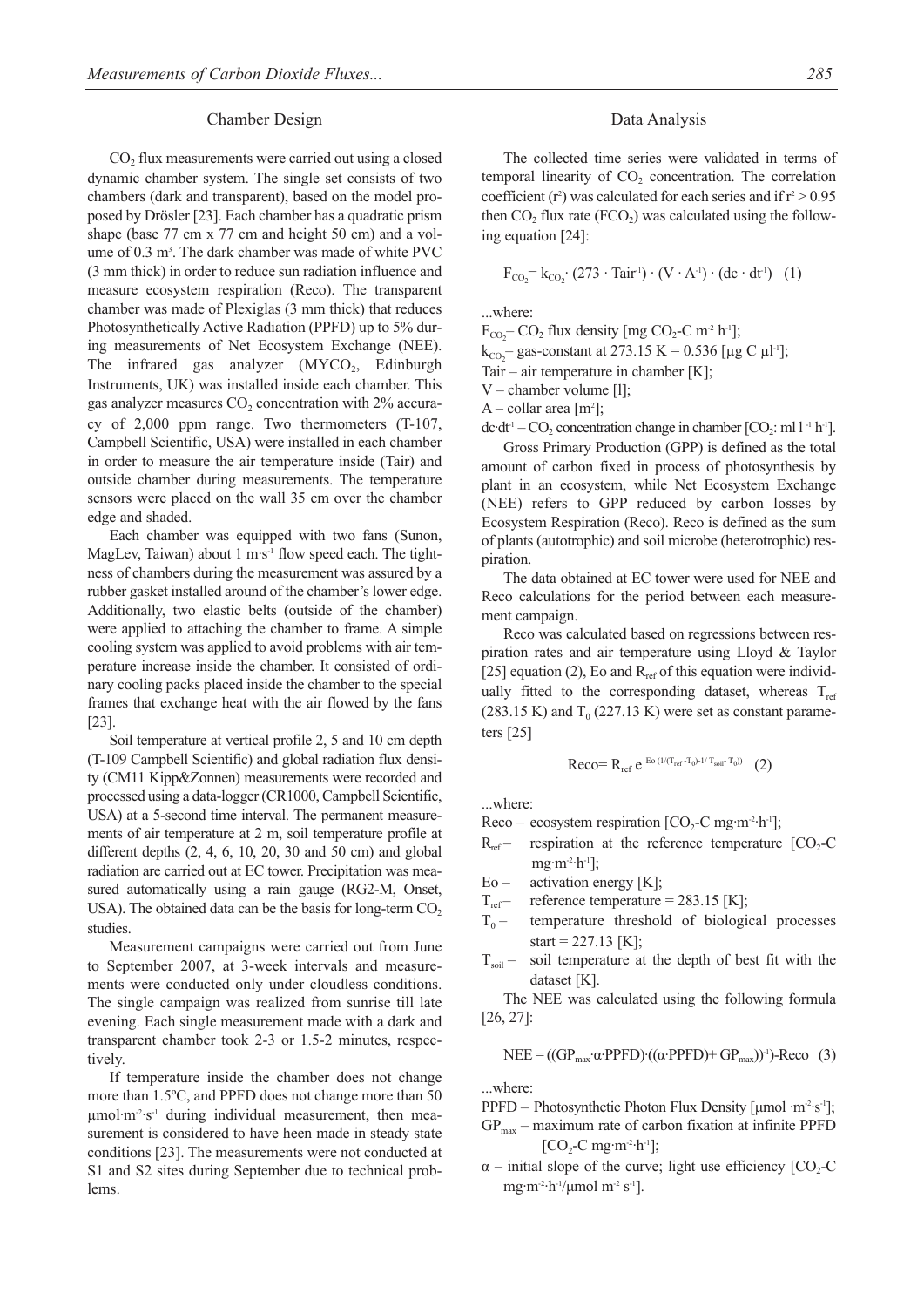## Chamber Design

$CO_2$ flux measurements were carried out using a closed dynamic chamber system. The single set consists of two chambers (dark and transparent), based on the model proposed by Drösler [23]. Each chamber has a quadratic prism shape (base 77 cm x 77 cm and height 50 cm) and a volume of 0.3 $m^3$. The dark chamber was made of white PVC (3 mm thick) in order to reduce sun radiation influence and measure ecosystem respiration (Reco). The transparent chamber was made of Plexiglas (3 mm thick) that reduces Photosynthetically Active Radiation (PPFD) up to 5% during measurements of Net Ecosystem Exchange (NEE). The infrared gas analyzer ($MYCO_2$, Edinburgh Instruments, UK) was installed inside each chamber. This gas analyzer measures $CO_2$ concentration with 2% accuracy of 2,000 ppm range. Two thermometers (T-107, Campbell Scientific, USA) were installed in each chamber in order to measure the air temperature inside (Tair) and outside chamber during measurements. The temperature sensors were placed on the wall 35 cm over the chamber edge and shaded.

Each chamber was equipped with two fans (Sunon, MagLev, Taiwan) about 1 $m \cdot s^{-1}$ flow speed each. The tightness of chambers during the measurement was assured by a rubber gasket installed around of the chamber's lower edge. Additionally, two elastic belts (outside of the chamber) were applied to attaching the chamber to frame. A simple cooling system was applied to avoid problems with air temperature increase inside the chamber. It consisted of ordinary cooling packs placed inside the chamber to the special frames that exchange heat with the air flowed by the fans [23].

Soil temperature at vertical profile 2, 5 and 10 cm depth (T-109 Campbell Scientific) and global radiation flux density (CM11 Kipp&Zonnen) measurements were recorded and processed using a data-logger (CR1000, Campbell Scientific, USA) at a 5-second time interval. The permanent measurements of air temperature at 2 m, soil temperature profile at different depths (2, 4, 6, 10, 20, 30 and 50 cm) and global radiation are carried out at EC tower. Precipitation was measured automatically using a rain gauge (RG2-M, Onset, USA). The obtained data can be the basis for long-term $CO_2$ studies.

Measurement campaigns were carried out from June to September 2007, at 3-week intervals and measurements were conducted only under cloudless conditions. The single campaign was realized from sunrise till late evening. Each single measurement made with a dark and transparent chamber took 2-3 or 1.5-2 minutes, respectively.

If temperature inside the chamber does not change more than 1.5ºC, and PPFD does not change more than 50 $\mu mol \cdot m^{-2} \cdot s^{-1}$ during individual measurement, then measurement is considered to have heen made in steady state conditions [23]. The measurements were not conducted at S1 and S2 sites during September due to technical problems.

## Data Analysis

The collected time series were validated in terms of temporal linearity of $CO_2$ concentration. The correlation coefficient ($r^2$) was calculated for each series and if $r^2 > 0.95$ then $CO_2$ flux rate ($FCO_2$) was calculated using the following equation [24]:

$$F_{CO_2} = k_{CO_2} \cdot (273 \cdot Tair^{-1}) \cdot (V \cdot A^{-1}) \cdot (dc \cdot dt^{-1}) \quad (1)$$

...where:

$F_{CO_2}$ – $CO_2$ flux density [mg $CO_2$-C $m^{-2}$ $h^{-1}$];

$k_{CO_2}$ – gas-constant at 273.15 K = 0.536 [$\mu$g C $\mu l^{-1}$];

Tair – air temperature in chamber [K];

V – chamber volume [l];

A – collar area [$m^2$];

$dc \cdot dt^{-1}$ – $CO_2$ concentration change in chamber [$CO_2$: ml $l^{-1}$ $h^{-1}$].

Gross Primary Production (GPP) is defined as the total amount of carbon fixed in process of photosynthesis by plant in an ecosystem, while Net Ecosystem Exchange (NEE) refers to GPP reduced by carbon losses by Ecosystem Respiration (Reco). Reco is defined as the sum of plants (autotrophic) and soil microbe (heterotrophic) respiration.

The data obtained at EC tower were used for NEE and Reco calculations for the period between each measurement campaign.

Reco was calculated based on regressions between respiration rates and air temperature using Lloyd & Taylor [25] equation (2), Eo and $R_{ref}$ of this equation were individually fitted to the corresponding dataset, whereas $T_{ref}$ (283.15 K) and $T_0$ (227.13 K) were set as constant parameters [25]

$$Reco = R_{ref}\, e^{\,Eo\,(1/(T_{ref}-T_0)-1/(T_{soil}-T_0))} \quad (2)$$

...where:

Reco – ecosystem respiration [$CO_2$-C $mg \cdot m^{-2} \cdot h^{-1}$];

$R_{ref}$ – respiration at the reference temperature [$CO_2$-C $mg \cdot m^{-2} \cdot h^{-1}$];

Eo – activation energy [K];

$T_{ref}$ – reference temperature = 283.15 [K];

$T_0$ – temperature threshold of biological processes start = 227.13 [K];

$T_{soil}$ – soil temperature at the depth of best fit with the dataset [K].

The NEE was calculated using the following formula [26, 27]:

$$NEE = ((GP_{max} \cdot \alpha \cdot PPFD) \cdot ((\alpha \cdot PPFD) + GP_{max}))^{-1}) - Reco \quad (3)$$

...where:

PPFD – Photosynthetic Photon Flux Density [$\mu mol \cdot m^{-2} \cdot s^{-1}$];

$GP_{max}$ – maximum rate of carbon fixation at infinite PPFD [$CO_2$-C $mg \cdot m^{-2} \cdot h^{-1}$];

$\alpha$ – initial slope of the curve; light use efficiency [$CO_2$-C $mg \cdot m^{-2} \cdot h^{-1}/\mu mol$ $m^{-2}$ $s^{-1}$].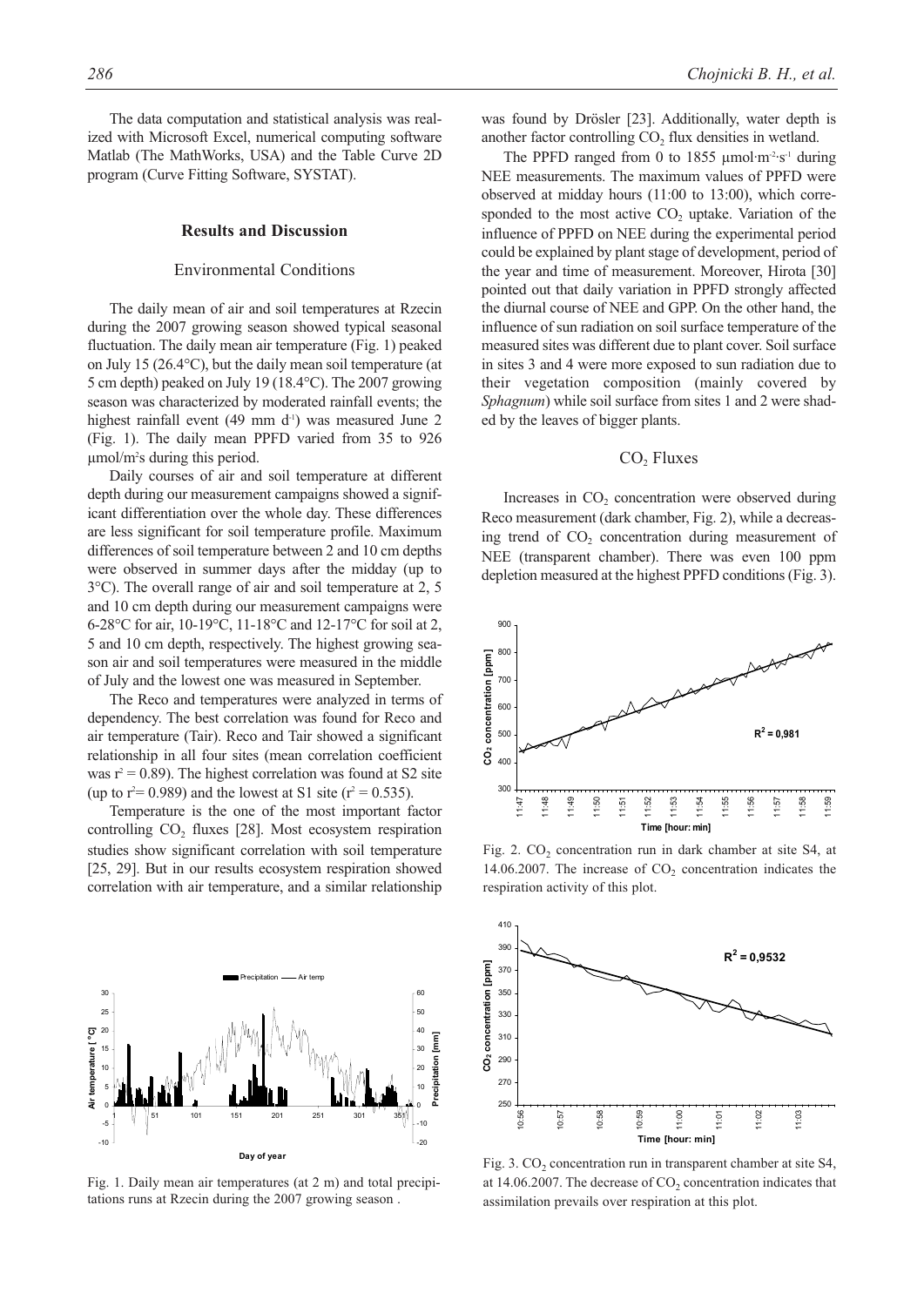The data computation and statistical analysis was realized with Microsoft Excel, numerical computing software Matlab (The MathWorks, USA) and the Table Curve 2D program (Curve Fitting Software, SYSTAT).

## Results and Discussion

### Environmental Conditions

The daily mean of air and soil temperatures at Rzecin during the 2007 growing season showed typical seasonal fluctuation. The daily mean air temperature (Fig. 1) peaked on July 15 (26.4°C), but the daily mean soil temperature (at 5 cm depth) peaked on July 19 (18.4°C). The 2007 growing season was characterized by moderated rainfall events; the highest rainfall event (49 mm $d^{-1}$) was measured June 2 (Fig. 1). The daily mean PPFD varied from 35 to 926 $\mu mol/m^2s$ during this period.

Daily courses of air and soil temperature at different depth during our measurement campaigns showed a significant differentiation over the whole day. These differences are less significant for soil temperature profile. Maximum differences of soil temperature between 2 and 10 cm depths were observed in summer days after the midday (up to 3°C). The overall range of air and soil temperature at 2, 5 and 10 cm depth during our measurement campaigns were 6-28°C for air, 10-19°C, 11-18°C and 12-17°C for soil at 2, 5 and 10 cm depth, respectively. The highest growing season air and soil temperatures were measured in the middle of July and the lowest one was measured in September.

The Reco and temperatures were analyzed in terms of dependency. The best correlation was found for Reco and air temperature (Tair). Reco and Tair showed a significant relationship in all four sites (mean correlation coefficient was $r^2 = 0.89$). The highest correlation was found at S2 site (up to $r^2 = 0.989$) and the lowest at S1 site ($r^2 = 0.535$).

Temperature is the one of the most important factor controlling $CO_2$ fluxes [28]. Most ecosystem respiration studies show significant correlation with soil temperature [25, 29]. But in our results ecosystem respiration showed correlation with air temperature, and a similar relationship was found by Drösler [23]. Additionally, water depth is another factor controlling $CO_2$ flux densities in wetland.

The PPFD ranged from 0 to 1855 $\mu mol \cdot m^{-2} \cdot s^{-1}$ during NEE measurements. The maximum values of PPFD were observed at midday hours (11:00 to 13:00), which corresponded to the most active $CO_2$ uptake. Variation of the influence of PPFD on NEE during the experimental period could be explained by plant stage of development, period of the year and time of measurement. Moreover, Hirota [30] pointed out that daily variation in PPFD strongly affected the diurnal course of NEE and GPP. On the other hand, the influence of sun radiation on soil surface temperature of the measured sites was different due to plant cover. Soil surface in sites 3 and 4 were more exposed to sun radiation due to their vegetation composition (mainly covered by *Sphagnum*) while soil surface from sites 1 and 2 were shaded by the leaves of bigger plants.

Fig. 1. Daily mean air temperatures (at 2 m) and total precipitations runs at Rzecin during the 2007 growing season .

### $CO_2$ Fluxes

Increases in $CO_2$ concentration were observed during Reco measurement (dark chamber, Fig. 2), while a decreasing trend of $CO_2$ concentration during measurement of NEE (transparent chamber). There was even 100 ppm depletion measured at the highest PPFD conditions (Fig. 3).

Fig. 2. $CO_2$ concentration run in dark chamber at site S4, at 14.06.2007. The increase of $CO_2$ concentration indicates the respiration activity of this plot.

Fig. 3. $CO_2$ concentration run in transparent chamber at site S4, at 14.06.2007. The decrease of $CO_2$ concentration indicates that assimilation prevails over respiration at this plot.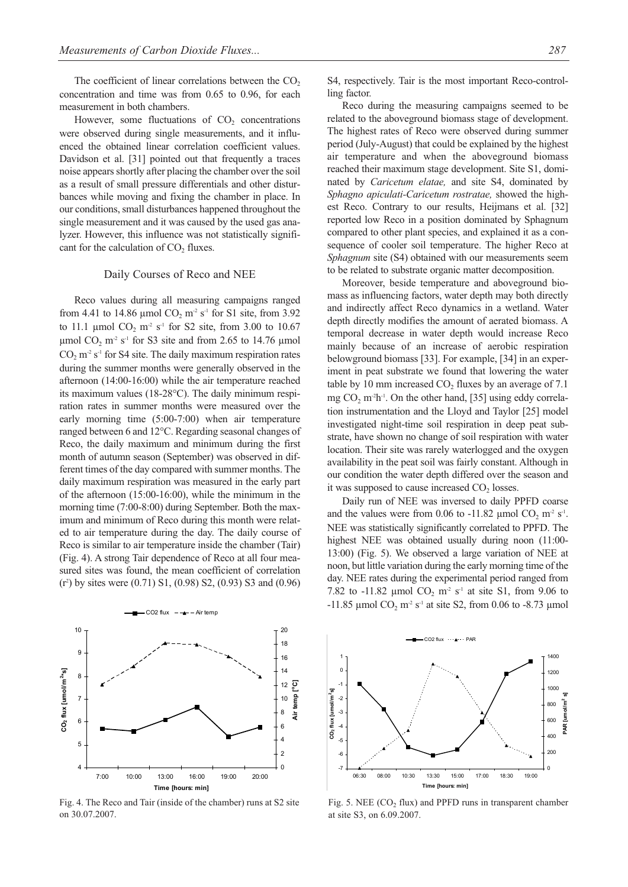The coefficient of linear correlations between the $CO_2$ concentration and time was from 0.65 to 0.96, for each measurement in both chambers.

However, some fluctuations of $CO_2$ concentrations were observed during single measurements, and it influenced the obtained linear correlation coefficient values. Davidson et al. [31] pointed out that frequently a traces noise appears shortly after placing the chamber over the soil as a result of small pressure differentials and other disturbances while moving and fixing the chamber in place. In our conditions, small disturbances happened throughout the single measurement and it was caused by the used gas analyzer. However, this influence was not statistically significant for the calculation of $CO_2$ fluxes.

## Daily Courses of Reco and NEE

Reco values during all measuring campaigns ranged from 4.41 to 14.86 μmol $CO_2$ $m^{-2}$ $s^{-1}$ for S1 site, from 3.92 to 11.1 μmol $CO_2$ $m^{-2}$ $s^{-1}$ for S2 site, from 3.00 to 10.67 μmol $CO_2$ $m^{-2}$ $s^{-1}$ for S3 site and from 2.65 to 14.76 μmol $CO_2$ $m^{-2}$ $s^{-1}$ for S4 site. The daily maximum respiration rates during the summer months were generally observed in the afternoon (14:00-16:00) while the air temperature reached its maximum values (18-28°C). The daily minimum respiration rates in summer months were measured over the early morning time (5:00-7:00) when air temperature ranged between 6 and 12°C. Regarding seasonal changes of Reco, the daily maximum and minimum during the first month of autumn season (September) was observed in different times of the day compared with summer months. The daily maximum respiration was measured in the early part of the afternoon (15:00-16:00), while the minimum in the morning time (7:00-8:00) during September. Both the maximum and minimum of Reco during this month were related to air temperature during the day. The daily course of Reco is similar to air temperature inside the chamber (Tair) (Fig. 4). A strong Tair dependence of Reco at all four measured sites was found, the mean coefficient of correlation ($r^2$) by sites were (0.71) S1, (0.98) S2, (0.93) S3 and (0.96) S4, respectively. Tair is the most important Reco-controlling factor.

Reco during the measuring campaigns seemed to be related to the aboveground biomass stage of development. The highest rates of Reco were observed during summer period (July-August) that could be explained by the highest air temperature and when the aboveground biomass reached their maximum stage development. Site S1, dominated by *Caricetum elatae,* and site S4, dominated by *Sphagno apiculati-Caricetum rostratae,* showed the highest Reco. Contrary to our results, Heijmans et al. [32] reported low Reco in a position dominated by Sphagnum compared to other plant species, and explained it as a consequence of cooler soil temperature. The higher Reco at *Sphagnum* site (S4) obtained with our measurements seem to be related to substrate organic matter decomposition.

Moreover, beside temperature and aboveground biomass as influencing factors, water depth may both directly and indirectly affect Reco dynamics in a wetland. Water depth directly modifies the amount of aerated biomass. A temporal decrease in water depth would increase Reco mainly because of an increase of aerobic respiration belowground biomass [33]. For example, [34] in an experiment in peat substrate we found that lowering the water table by 10 mm increased $CO_2$ fluxes by an average of 7.1 mg $CO_2$ $m^{-2}h^{-1}$. On the other hand, [35] using eddy correlation instrumentation and the Lloyd and Taylor [25] model investigated night-time soil respiration in deep peat substrate, have shown no change of soil respiration with water location. Their site was rarely waterlogged and the oxygen availability in the peat soil was fairly constant. Although in our condition the water depth differed over the season and it was supposed to cause increased $CO_2$ losses.

Daily run of NEE was inversed to daily PPFD coarse and the values were from 0.06 to -11.82 μmol $CO_2$ $m^{-2}$ $s^{-1}$. NEE was statistically significantly correlated to PPFD. The highest NEE was obtained usually during noon (11:00-13:00) (Fig. 5). We observed a large variation of NEE at noon, but little variation during the early morning time of the day. NEE rates during the experimental period ranged from 7.82 to -11.82 μmol $CO_2$ $m^{-2}$ $s^{-1}$ at site S1, from 9.06 to -11.85 μmol $CO_2$ $m^{-2}$ $s^{-1}$ at site S2, from 0.06 to -8.73 μmol

Fig. 4. The Reco and Tair (inside of the chamber) runs at S2 site on 30.07.2007.

Fig. 5. NEE ($CO_2$ flux) and PPFD runs in transparent chamber at site S3, on 6.09.2007.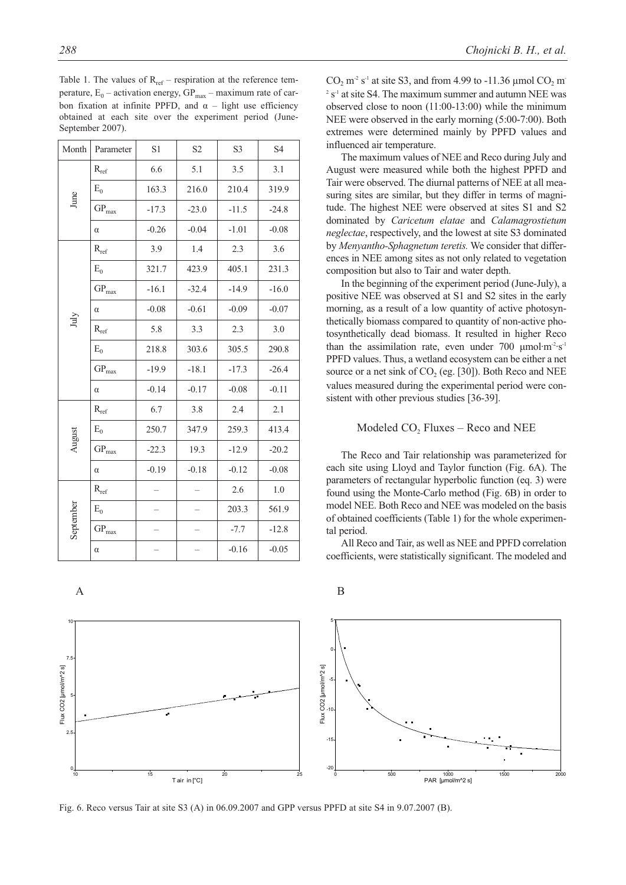Table 1. The values of $R_{ref}$ – respiration at the reference temperature, $E_0$ – activation energy, $GP_{max}$ – maximum rate of carbon fixation at infinite PPFD, and $\alpha$ – light use efficiency obtained at each site over the experiment period (June-September 2007).

| Month | Parameter | S1 | S2 | S3 | S4 |
|---|---|---|---|---|---|
| June | $R_{ref}$ | 6.6 | 5.1 | 3.5 | 3.1 |
| | $E_0$ | 163.3 | 216.0 | 210.4 | 319.9 |
| | $GP_{max}$ | -17.3 | -23.0 | -11.5 | -24.8 |
| | $\alpha$ | -0.26 | -0.04 | -1.01 | -0.08 |
| July | $R_{ref}$ | 3.9 | 1.4 | 2.3 | 3.6 |
| | $E_0$ | 321.7 | 423.9 | 405.1 | 231.3 |
| | $GP_{max}$ | -16.1 | -32.4 | -14.9 | -16.0 |
| | $\alpha$ | -0.08 | -0.61 | -0.09 | -0.07 |
| | $R_{ref}$ | 5.8 | 3.3 | 2.3 | 3.0 |
| | $E_0$ | 218.8 | 303.6 | 305.5 | 290.8 |
| | $GP_{max}$ | -19.9 | -18.1 | -17.3 | -26.4 |
| | $\alpha$ | -0.14 | -0.17 | -0.08 | -0.11 |
| August | $R_{ref}$ | 6.7 | 3.8 | 2.4 | 2.1 |
| | $E_0$ | 250.7 | 347.9 | 259.3 | 413.4 |
| | $GP_{max}$ | -22.3 | 19.3 | -12.9 | -20.2 |
| | $\alpha$ | -0.19 | -0.18 | -0.12 | -0.08 |
| September | $R_{ref}$ | – | – | 2.6 | 1.0 |
| | $E_0$ | – | – | 203.3 | 561.9 |
| | $GP_{max}$ | – | – | -7.7 | -12.8 |
| | $\alpha$ | – | – | -0.16 | -0.05 |

$CO_2$ $m^{-2}$ $s^{-1}$ at site S3, and from 4.99 to -11.36 μmol $CO_2$ $m^{-2}$ $s^{-1}$ at site S4. The maximum summer and autumn NEE was observed close to noon (11:00-13:00) while the minimum NEE were observed in the early morning (5:00-7:00). Both extremes were determined mainly by PPFD values and influenced air temperature.

The maximum values of NEE and Reco during July and August were measured while both the highest PPFD and Tair were observed. The diurnal patterns of NEE at all measuring sites are similar, but they differ in terms of magnitude. The highest NEE were observed at sites S1 and S2 dominated by *Caricetum elatae* and *Calamagrostietum neglectae*, respectively, and the lowest at site S3 dominated by *Menyantho-Sphagnetum teretis.* We consider that differences in NEE among sites as not only related to vegetation composition but also to Tair and water depth.

In the beginning of the experiment period (June-July), a positive NEE was observed at S1 and S2 sites in the early morning, as a result of a low quantity of active photosynthetically biomass compared to quantity of non-active photosynthetically dead biomass. It resulted in higher Reco than the assimilation rate, even under 700 μmol·$m^{-2}$·$s^{-1}$ PPFD values. Thus, a wetland ecosystem can be either a net source or a net sink of $CO_2$ (eg. [30]). Both Reco and NEE values measured during the experimental period were consistent with other previous studies [36-39].

## Modeled $CO_2$ Fluxes – Reco and NEE

The Reco and Tair relationship was parameterized for each site using Lloyd and Taylor function (Fig. 6A). The parameters of rectangular hyperbolic function (eq. 3) were found using the Monte-Carlo method (Fig. 6B) in order to model NEE. Both Reco and NEE was modeled on the basis of obtained coefficients (Table 1) for the whole experimental period.

All Reco and Tair, as well as NEE and PPFD correlation coefficients, were statistically significant. The modeled and

Fig. 6. Reco versus Tair at site S3 (A) in 06.09.2007 and GPP versus PPFD at site S4 in 9.07.2007 (B).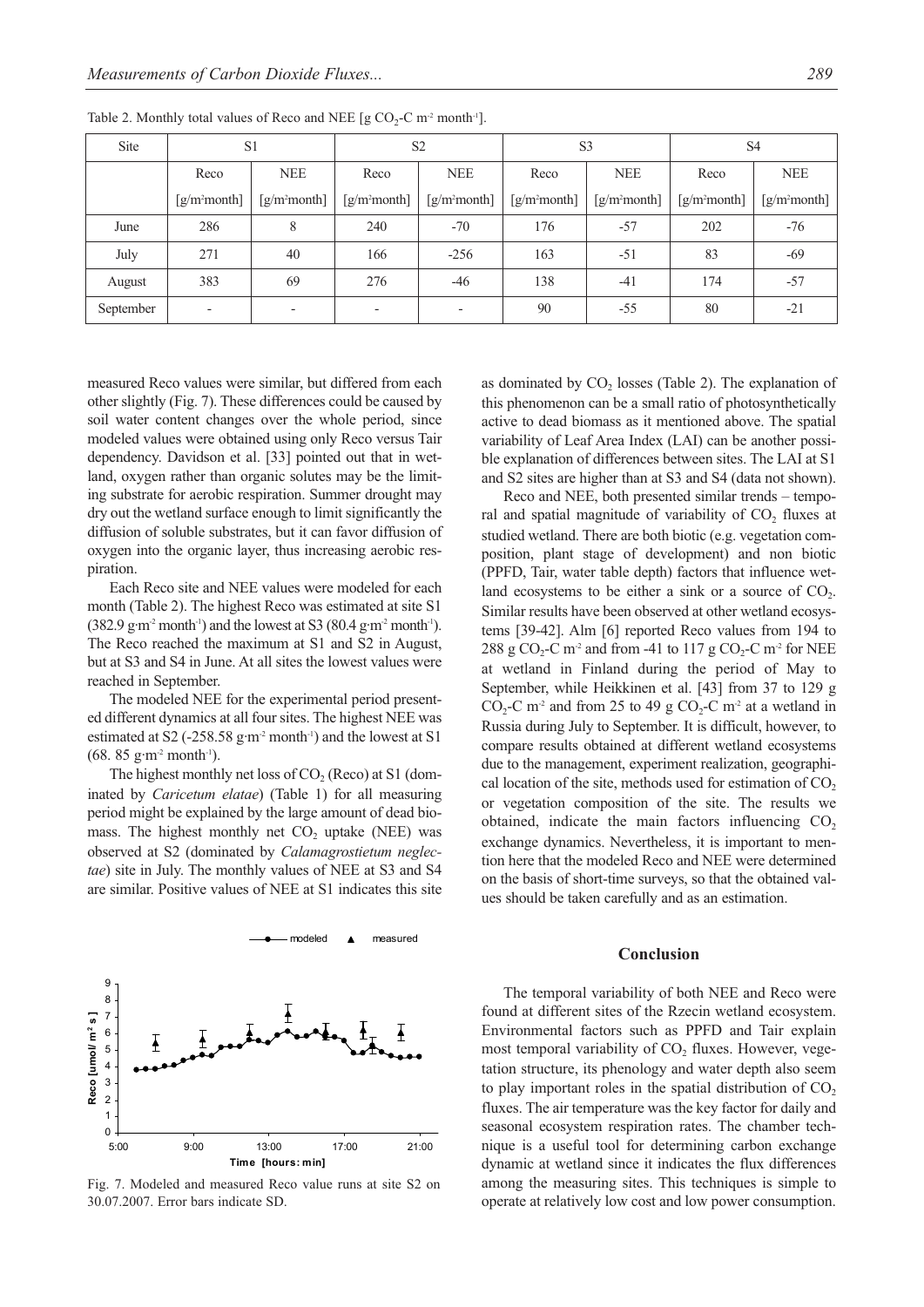Table 2. Monthly total values of Reco and NEE [g $CO_2$-C m$^{-2}$ month$^{-1}$].

| Site | S1 | | S2 | | S3 | | S4 | |
|---|---|---|---|---|---|---|---|---|
| | Reco [g/m²month] | NEE [g/m²month] | Reco [g/m²month] | NEE [g/m²month] | Reco [g/m²month] | NEE [g/m²month] | Reco [g/m²month] | NEE [g/m²month] |
| June | 286 | 8 | 240 | -70 | 176 | -57 | 202 | -76 |
| July | 271 | 40 | 166 | -256 | 163 | -51 | 83 | -69 |
| August | 383 | 69 | 276 | -46 | 138 | -41 | 174 | -57 |
| September | - | - | - | - | 90 | -55 | 80 | -21 |

measured Reco values were similar, but differed from each other slightly (Fig. 7). These differences could be caused by soil water content changes over the whole period, since modeled values were obtained using only Reco versus Tair dependency. Davidson et al. [33] pointed out that in wetland, oxygen rather than organic solutes may be the limiting substrate for aerobic respiration. Summer drought may dry out the wetland surface enough to limit significantly the diffusion of soluble substrates, but it can favor diffusion of oxygen into the organic layer, thus increasing aerobic respiration.

Each Reco site and NEE values were modeled for each month (Table 2). The highest Reco was estimated at site S1 (382.9 g·m$^{-2}$ month$^{-1}$) and the lowest at S3 (80.4 g·m$^{-2}$ month$^{-1}$). The Reco reached the maximum at S1 and S2 in August, but at S3 and S4 in June. At all sites the lowest values were reached in September.

The modeled NEE for the experimental period presented different dynamics at all four sites. The highest NEE was estimated at S2 (-258.58 g·m$^{-2}$ month$^{-1}$) and the lowest at S1 (68. 85 g·m$^{-2}$ month$^{-1}$).

The highest monthly net loss of $CO_2$ (Reco) at S1 (dominated by *Caricetum elatae*) (Table 1) for all measuring period might be explained by the large amount of dead biomass. The highest monthly net $CO_2$ uptake (NEE) was observed at S2 (dominated by *Calamagrostietum neglectae*) site in July. The monthly values of NEE at S3 and S4 are similar. Positive values of NEE at S1 indicates this site as dominated by $CO_2$ losses (Table 2). The explanation of this phenomenon can be a small ratio of photosynthetically active to dead biomass as it mentioned above. The spatial variability of Leaf Area Index (LAI) can be another possible explanation of differences between sites. The LAI at S1 and S2 sites are higher than at S3 and S4 (data not shown).

Reco and NEE, both presented similar trends – temporal and spatial magnitude of variability of $CO_2$ fluxes at studied wetland. There are both biotic (e.g. vegetation composition, plant stage of development) and non biotic (PPFD, Tair, water table depth) factors that influence wetland ecosystems to be either a sink or a source of $CO_2$. Similar results have been observed at other wetland ecosystems [39-42]. Alm [6] reported Reco values from 194 to 288 g $CO_2$-C m$^{-2}$ and from -41 to 117 g $CO_2$-C m$^{-2}$ for NEE at wetland in Finland during the period of May to September, while Heikkinen et al. [43] from 37 to 129 g $CO_2$-C m$^{-2}$ and from 25 to 49 g $CO_2$-C m$^{-2}$ at a wetland in Russia during July to September. It is difficult, however, to compare results obtained at different wetland ecosystems due to the management, experiment realization, geographical location of the site, methods used for estimation of $CO_2$ or vegetation composition of the site. The results we obtained, indicate the main factors influencing $CO_2$ exchange dynamics. Nevertheless, it is important to mention here that the modeled Reco and NEE were determined on the basis of short-time surveys, so that the obtained values should be taken carefully and as an estimation.

Fig. 7. Modeled and measured Reco value runs at site S2 on 30.07.2007. Error bars indicate SD.

## Conclusion

The temporal variability of both NEE and Reco were found at different sites of the Rzecin wetland ecosystem. Environmental factors such as PPFD and Tair explain most temporal variability of $CO_2$ fluxes. However, vegetation structure, its phenology and water depth also seem to play important roles in the spatial distribution of $CO_2$ fluxes. The air temperature was the key factor for daily and seasonal ecosystem respiration rates. The chamber technique is a useful tool for determining carbon exchange dynamic at wetland since it indicates the flux differences among the measuring sites. This techniques is simple to operate at relatively low cost and low power consumption.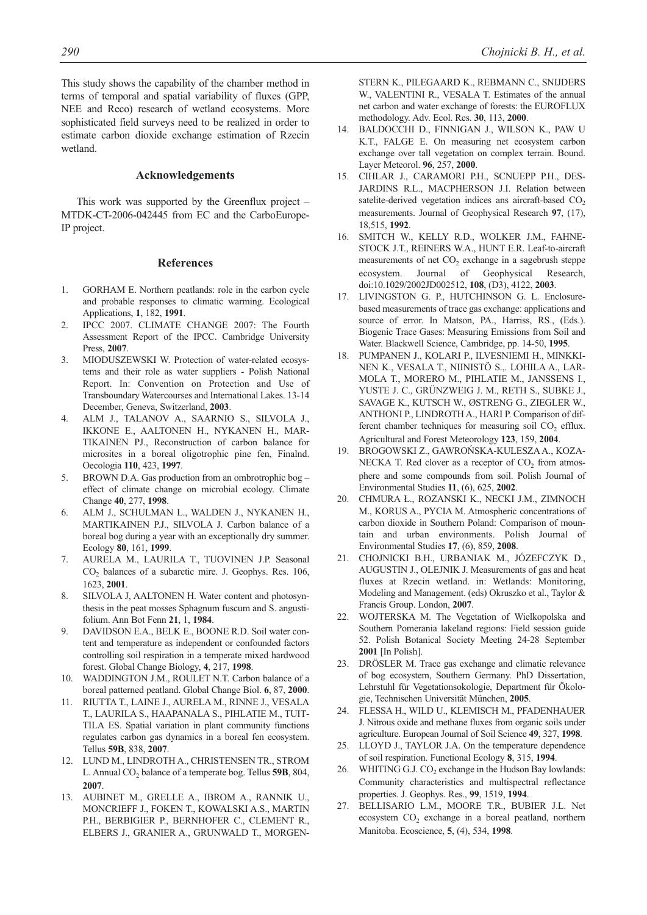This study shows the capability of the chamber method in terms of temporal and spatial variability of fluxes (GPP, NEE and Reco) research of wetland ecosystems. More sophisticated field surveys need to be realized in order to estimate carbon dioxide exchange estimation of Rzecin wetland.

## Acknowledgements

This work was supported by the Greenflux project – MTDK-CT-2006-042445 from EC and the CarboEurope-IP project.

## References

1. GORHAM E. Northern peatlands: role in the carbon cycle and probable responses to climatic warming. Ecological Applications, **1**, 182, **1991**.
2. IPCC 2007. CLIMATE CHANGE 2007: The Fourth Assessment Report of the IPCC. Cambridge University Press, **2007**.
3. MIODUSZEWSKI W. Protection of water-related ecosystems and their role as water suppliers - Polish National Report. In: Convention on Protection and Use of Transboundary Watercourses and International Lakes. 13-14 December, Geneva, Switzerland, **2003**.
4. ALM J., TALANOV A., SAARNIO S., SILVOLA J., IKKONE E., AALTONEN H., NYKANEN H., MARTIKAINEN PJ., Reconstruction of carbon balance for microsites in a boreal oligotrophic pine fen, Finalnd. Oecologia **110**, 423, **1997**.
5. BROWN D.A. Gas production from an ombrotrophic bog – effect of climate change on microbial ecology. Climate Change **40**, 277, **1998**.
6. ALM J., SCHULMAN L., WALDEN J., NYKANEN H., MARTIKAINEN P.J., SILVOLA J. Carbon balance of a boreal bog during a year with an exceptionally dry summer. Ecology **80**, 161, **1999**.
7. AURELA M., LAURILA T., TUOVINEN J.P. Seasonal $CO_2$ balances of a subarctic mire. J. Geophys. Res. 106, 1623, **2001**.
8. SILVOLA J, AALTONEN H. Water content and photosynthesis in the peat mosses Sphagnum fuscum and S. angustifolium. Ann Bot Fenn **21**, 1, **1984**.
9. DAVIDSON E.A., BELK E., BOONE R.D. Soil water content and temperature as independent or confounded factors controlling soil respiration in a temperate mixed hardwood forest. Global Change Biology, **4**, 217, **1998**.
10. WADDINGTON J.M., ROULET N.T. Carbon balance of a boreal patterned peatland. Global Change Biol. **6**, 87, **2000**.
11. RIUTTA T., LAINE J., AURELA M., RINNE J., VESALA T., LAURILA S., HAAPANALA S., PIHLATIE M., TUITTILA ES. Spatial variation in plant community functions regulates carbon gas dynamics in a boreal fen ecosystem. Tellus **59B**, 838, **2007**.
12. LUND M., LINDROTH A., CHRISTENSEN TR., STROM L. Annual $CO_2$ balance of a temperate bog. Tellus **59B**, 804, **2007**.
13. AUBINET M., GRELLE A., IBROM A., RANNIK U., MONCRIEFF J., FOKEN T., KOWALSKI A.S., MARTIN P.H., BERBIGIER P., BERNHOFER C., CLEMENT R., ELBERS J., GRANIER A., GRUNWALD T., MORGENSTERN K., PILEGAARD K., REBMANN C., SNIJDERS W., VALENTINI R., VESALA T. Estimates of the annual net carbon and water exchange of forests: the EUROFLUX methodology. Adv. Ecol. Res. **30**, 113, **2000**.
14. BALDOCCHI D., FINNIGAN J., WILSON K., PAW U K.T., FALGE E. On measuring net ecosystem carbon exchange over tall vegetation on complex terrain. Bound. Layer Meteorol. **96**, 257, **2000**.
15. CIHLAR J., CARAMORI P.H., SCNUEPP P.H., DESJARDINS R.L., MACPHERSON J.I. Relation between satelite-derived vegetation indices ans aircraft-based $CO_2$ measurements. Journal of Geophysical Research **97**, (17), 18,515, **1992**.
16. SMITCH W., KELLY R.D., WOLKER J.M., FAHNESTOCK J.T., REINERS W.A., HUNT E.R. Leaf-to-aircraft measurements of net $CO_2$ exchange in a sagebrush steppe ecosystem. Journal of Geophysical Research, doi:10.1029/2002JD002512, **108**, (D3), 4122, **2003**.
17. LIVINGSTON G. P., HUTCHINSON G. L. Enclosure-based measurements of trace gas exchange: applications and source of error. In Matson, PA., Harriss, RS., (Eds.). Biogenic Trace Gases: Measuring Emissions from Soil and Water. Blackwell Science, Cambridge, pp. 14-50, **1995**.
18. PUMPANEN J., KOLARI P., ILVESNIEMI H., MINKKINEN K., VESALA T., NIINISTÖ S.,. LOHILA A., LARMOLA T., MORERO M., PIHLATIE M., JANSSENS I., YUSTE J. C., GRÜNZWEIG J. M., RETH S., SUBKE J., SAVAGE K., KUTSCH W., ØSTRENG G., ZIEGLER W., ANTHONI P., LINDROTH A., HARI P. Comparison of different chamber techniques for measuring soil $CO_2$ efflux. Agricultural and Forest Meteorology **123**, 159, **2004**.
19. BROGOWSKI Z., GAWROŃSKA-KULESZA A., KOZANECKA T. Red clover as a receptor of $CO_2$ from atmosphere and some compounds from soil. Polish Journal of Environmental Studies **11**, (6), 625, **2002**.
20. CHMURA Ł., ROZANSKI K., NECKI J.M., ZIMNOCH M., KORUS A., PYCIA M. Atmospheric concentrations of carbon dioxide in Southern Poland: Comparison of mountain and urban environments. Polish Journal of Environmental Studies **17**, (6), 859, **2008**.
21. CHOJNICKI B.H., URBANIAK M., JÓZEFCZYK D., AUGUSTIN J., OLEJNIK J. Measurements of gas and heat fluxes at Rzecin wetland. in: Wetlands: Monitoring, Modeling and Management. (eds) Okruszko et al., Taylor & Francis Group. London, **2007**.
22. WOJTERSKA M. The Vegetation of Wielkopolska and Southern Pomerania lakeland regions: Field session guide 52. Polish Botanical Society Meeting 24-28 September **2001** [In Polish].
23. DRÖSLER M. Trace gas exchange and climatic relevance of bog ecosystem, Southern Germany. PhD Dissertation, Lehrstuhl für Vegetationsokologie, Department für Ökologie, Technischen Universität München, **2005**.
24. FLESSA H., WILD U., KLEMISCH M., PFADENHAUER J. Nitrous oxide and methane fluxes from organic soils under agriculture. European Journal of Soil Science **49**, 327, **1998**.
25. LLOYD J., TAYLOR J.A. On the temperature dependence of soil respiration. Functional Ecology **8**, 315, **1994**.
26. WHITING G.J. $CO_2$ exchange in the Hudson Bay lowlands: Community characteristics and multispectral reflectance properties. J. Geophys. Res., **99**, 1519, **1994**.
27. BELLISARIO L.M., MOORE T.R., BUBIER J.L. Net ecosystem $CO_2$ exchange in a boreal peatland, northern Manitoba. Ecoscience, **5**, (4), 534, **1998**.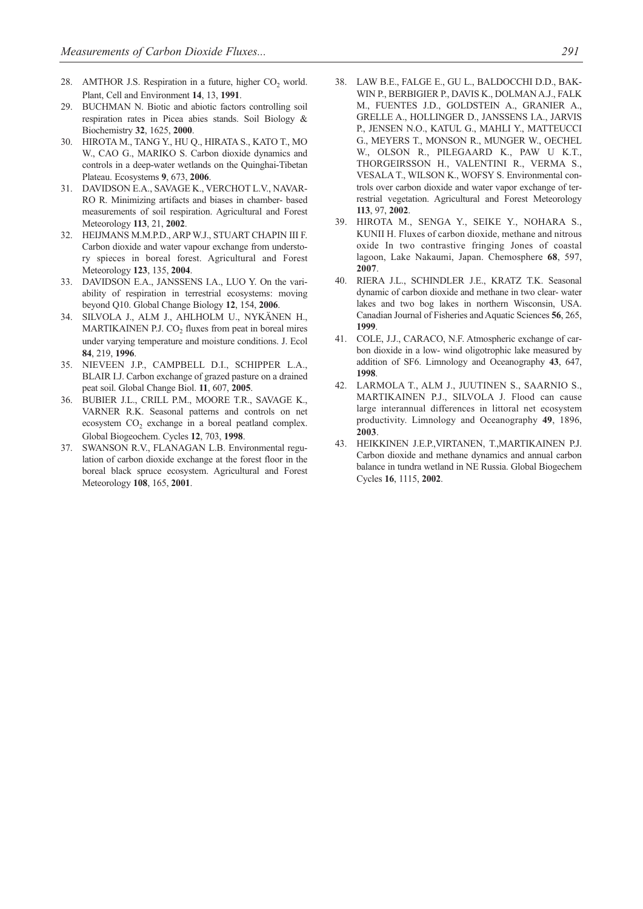28. AMTHOR J.S. Respiration in a future, higher $CO_2$ world. Plant, Cell and Environment **14**, 13, **1991**.
29. BUCHMAN N. Biotic and abiotic factors controlling soil respiration rates in Picea abies stands. Soil Biology & Biochemistry **32**, 1625, **2000**.
30. HIROTA M., TANG Y., HU Q., HIRATA S., KATO T., MO W., CAO G., MARIKO S. Carbon dioxide dynamics and controls in a deep-water wetlands on the Quinghai-Tibetan Plateau. Ecosystems **9**, 673, **2006**.
31. DAVIDSON E.A., SAVAGE K., VERCHOT L.V., NAVARRO R. Minimizing artifacts and biases in chamber- based measurements of soil respiration. Agricultural and Forest Meteorology **113**, 21, **2002**.
32. HEIJMANS M.M.P.D., ARP W.J., STUART CHAPIN III F. Carbon dioxide and water vapour exchange from understory spieces in boreal forest. Agricultural and Forest Meteorology **123**, 135, **2004**.
33. DAVIDSON E.A., JANSSENS I.A., LUO Y. On the variability of respiration in terrestrial ecosystems: moving beyond Q10. Global Change Biology **12**, 154, **2006**.
34. SILVOLA J., ALM J., AHLHOLM U., NYKÄNEN H., MARTIKAINEN P.J. $CO_2$ fluxes from peat in boreal mires under varying temperature and moisture conditions. J. Ecol **84**, 219, **1996**.
35. NIEVEEN J.P., CAMPBELL D.I., SCHIPPER L.A., BLAIR I.J. Carbon exchange of grazed pasture on a drained peat soil. Global Change Biol. **11**, 607, **2005**.
36. BUBIER J.L., CRILL P.M., MOORE T.R., SAVAGE K., VARNER R.K. Seasonal patterns and controls on net ecosystem $CO_2$ exchange in a boreal peatland complex. Global Biogeochem. Cycles **12**, 703, **1998**.
37. SWANSON R.V., FLANAGAN L.B. Environmental regulation of carbon dioxide exchange at the forest floor in the boreal black spruce ecosystem. Agricultural and Forest Meteorology **108**, 165, **2001**.
38. LAW B.E., FALGE E., GU L., BALDOCCHI D.D., BAKWIN P., BERBIGIER P., DAVIS K., DOLMAN A.J., FALK M., FUENTES J.D., GOLDSTEIN A., GRANIER A., GRELLE A., HOLLINGER D., JANSSENS I.A., JARVIS P., JENSEN N.O., KATUL G., MAHLI Y., MATTEUCCI G., MEYERS T., MONSON R., MUNGER W., OECHEL W., OLSON R., PILEGAARD K., PAW U K.T., THORGEIRSSON H., VALENTINI R., VERMA S., VESALA T., WILSON K., WOFSY S. Environmental controls over carbon dioxide and water vapor exchange of terrestrial vegetation. Agricultural and Forest Meteorology **113**, 97, **2002**.
39. HIROTA M., SENGA Y., SEIKE Y., NOHARA S., KUNII H. Fluxes of carbon dioxide, methane and nitrous oxide In two contrastive fringing Jones of coastal lagoon, Lake Nakaumi, Japan. Chemosphere **68**, 597, **2007**.
40. RIERA J.L., SCHINDLER J.E., KRATZ T.K. Seasonal dynamic of carbon dioxide and methane in two clear- water lakes and two bog lakes in northern Wisconsin, USA. Canadian Journal of Fisheries and Aquatic Sciences **56**, 265, **1999**.
41. COLE, J.J., CARACO, N.F. Atmospheric exchange of carbon dioxide in a low- wind oligotrophic lake measured by addition of SF6. Limnology and Oceanography **43**, 647, **1998**.
42. LARMOLA T., ALM J., JUUTINEN S., SAARNIO S., MARTIKAINEN P.J., SILVOLA J. Flood can cause large interannual differences in littoral net ecosystem productivity. Limnology and Oceanography **49**, 1896, **2003**.
43. HEIKKINEN J.E.P.,VIRTANEN, T.,MARTIKAINEN P.J. Carbon dioxide and methane dynamics and annual carbon balance in tundra wetland in NE Russia. Global Biogechem Cycles **16**, 1115, **2002**.